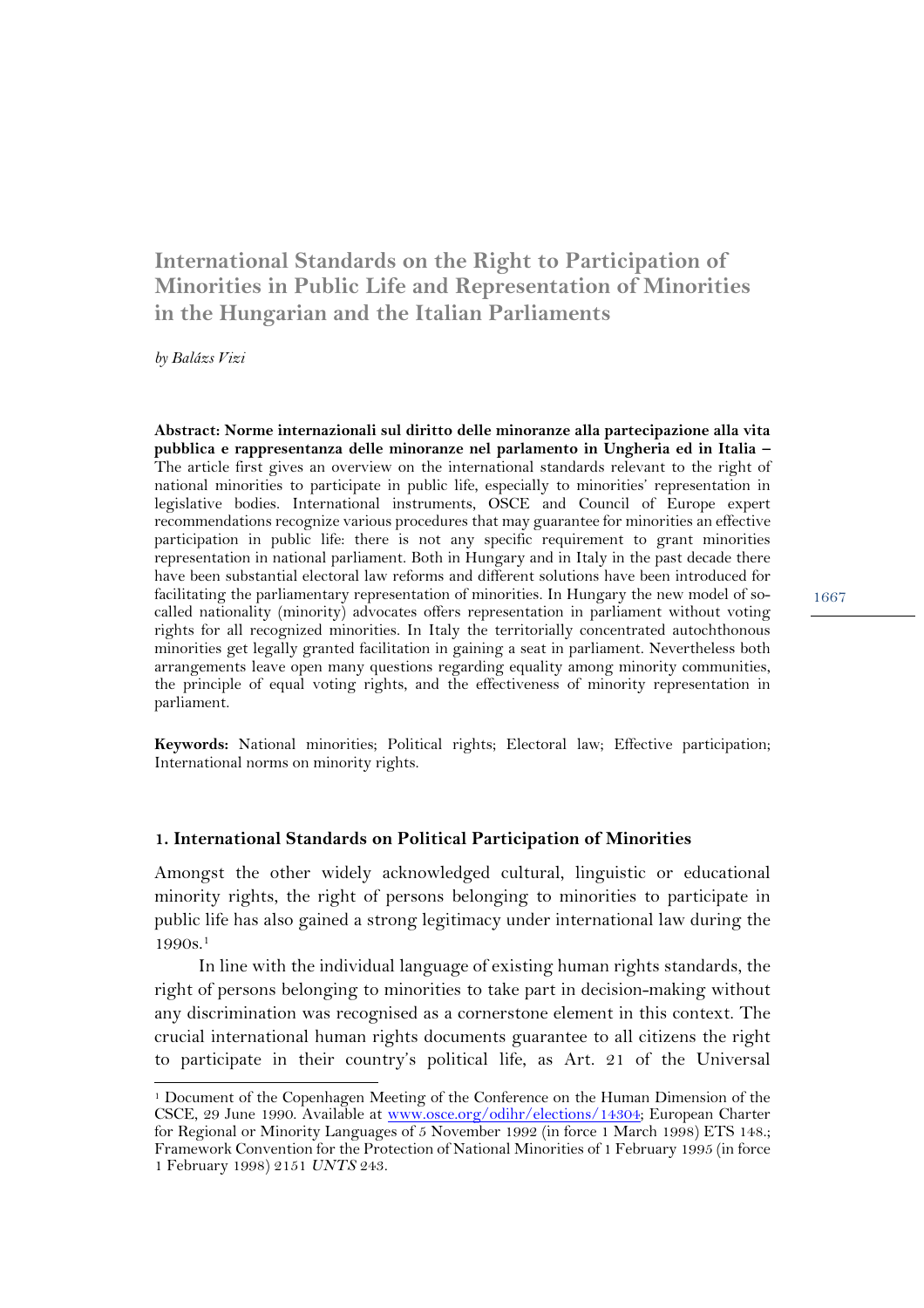# International Standards on the Right to Participation of Minorities in Public Life and Representation of Minorities in the Hungarian and the Italian Parliaments

*by Balázs Vizi*

**Abstract: Norme internazionali sul diritto delle minoranze alla partecipazione alla vita pubblica e rappresentanza delle minoranze nel parlamento in Ungheria ed in Italia –** The article first gives an overview on the international standards relevant to the right of national minorities to participate in public life, especially to minorities' representation in legislative bodies. International instruments, OSCE and Council of Europe expert recommendations recognize various procedures that may guarantee for minorities an effective participation in public life: there is not any specific requirement to grant minorities representation in national parliament. Both in Hungary and in Italy in the past decade there have been substantial electoral law reforms and different solutions have been introduced for facilitating the parliamentary representation of minorities. In Hungary the new model of so-called nationality (minority) advocates offers representation in parliament without voting rights for all recognized minorities. In Italy the territorially concentrated autochthonous minorities get legally granted facilitation in gaining a seat in parliament. Nevertheless both arrangements leave open many questions regarding equality among minority communities, the principle of equal voting rights, and the effectiveness of minority representation in parliament.

**Keywords:** National minorities; Political rights; Electoral law; Effective participation; International norms on minority rights.

## 1. International Standards on Political Participation of Minorities

Amongst the other widely acknowledged cultural, linguistic or educational minority rights, the right of persons belonging to minorities to participate in public life has also gained a strong legitimacy under international law during the 1990s.[1]

In line with the individual language of existing human rights standards, the right of persons belonging to minorities to take part in decision-making without any discrimination was recognised as a cornerstone element in this context. The crucial international human rights documents guarantee to all citizens the right to participate in their country's political life, as Art. 21 of the Universal

[1] Document of the Copenhagen Meeting of the Conference on the Human Dimension of the CSCE, 29 June 1990. Available at www.osce.org/odihr/elections/14304; European Charter for Regional or Minority Languages of 5 November 1992 (in force 1 March 1998) ETS 148.; Framework Convention for the Protection of National Minorities of 1 February 1995 (in force 1 February 1998) 2151 *UNTS* 243.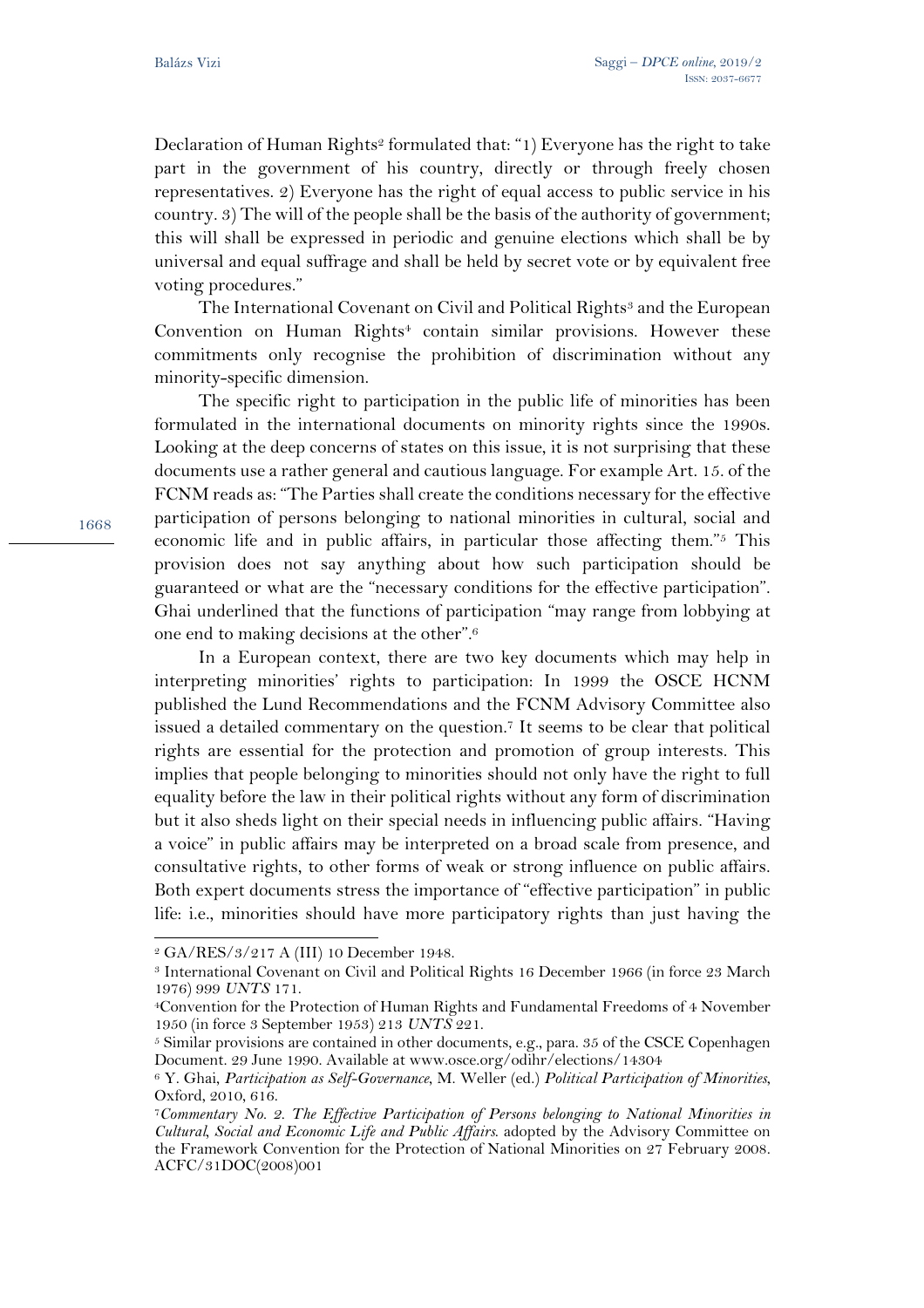Declaration of Human Rights[2] formulated that: "1) Everyone has the right to take part in the government of his country, directly or through freely chosen representatives. 2) Everyone has the right of equal access to public service in his country. 3) The will of the people shall be the basis of the authority of government; this will shall be expressed in periodic and genuine elections which shall be by universal and equal suffrage and shall be held by secret vote or by equivalent free voting procedures."

The International Covenant on Civil and Political Rights[3] and the European Convention on Human Rights[4] contain similar provisions. However these commitments only recognise the prohibition of discrimination without any minority-specific dimension.

The specific right to participation in the public life of minorities has been formulated in the international documents on minority rights since the 1990s. Looking at the deep concerns of states on this issue, it is not surprising that these documents use a rather general and cautious language. For example Art. 15. of the FCNM reads as: "The Parties shall create the conditions necessary for the effective participation of persons belonging to national minorities in cultural, social and economic life and in public affairs, in particular those affecting them."[5] This provision does not say anything about how such participation should be guaranteed or what are the "necessary conditions for the effective participation". Ghai underlined that the functions of participation "may range from lobbying at one end to making decisions at the other".[6]

In a European context, there are two key documents which may help in interpreting minorities' rights to participation: In 1999 the OSCE HCNM published the Lund Recommendations and the FCNM Advisory Committee also issued a detailed commentary on the question.[7] It seems to be clear that political rights are essential for the protection and promotion of group interests. This implies that people belonging to minorities should not only have the right to full equality before the law in their political rights without any form of discrimination but it also sheds light on their special needs in influencing public affairs. "Having a voice" in public affairs may be interpreted on a broad scale from presence, and consultative rights, to other forms of weak or strong influence on public affairs. Both expert documents stress the importance of "effective participation" in public life: i.e., minorities should have more participatory rights than just having the

---

[2] GA/RES/3/217 A (III) 10 December 1948.

[3] International Covenant on Civil and Political Rights 16 December 1966 (in force 23 March 1976) 999 *UNTS* 171.

[4] Convention for the Protection of Human Rights and Fundamental Freedoms of 4 November 1950 (in force 3 September 1953) 213 *UNTS* 221.

[5] Similar provisions are contained in other documents, e.g., para. 35 of the CSCE Copenhagen Document. 29 June 1990. Available at www.osce.org/odihr/elections/14304

[6] Y. Ghai, *Participation as Self-Governance*, M. Weller (ed.) *Political Participation of Minorities*, Oxford, 2010, 616.

[7] *Commentary No. 2. The Effective Participation of Persons belonging to National Minorities in Cultural, Social and Economic Life and Public Affairs.* adopted by the Advisory Committee on the Framework Convention for the Protection of National Minorities on 27 February 2008. ACFC/31DOC(2008)001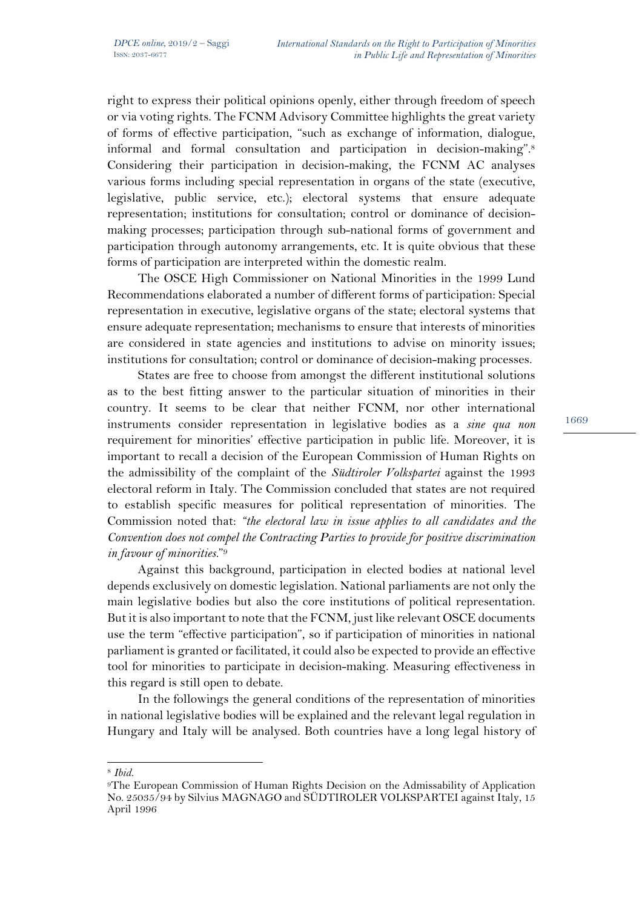right to express their political opinions openly, either through freedom of speech or via voting rights. The FCNM Advisory Committee highlights the great variety of forms of effective participation, "such as exchange of information, dialogue, informal and formal consultation and participation in decision-making".[8] Considering their participation in decision-making, the FCNM AC analyses various forms including special representation in organs of the state (executive, legislative, public service, etc.); electoral systems that ensure adequate representation; institutions for consultation; control or dominance of decision-making processes; participation through sub-national forms of government and participation through autonomy arrangements, etc. It is quite obvious that these forms of participation are interpreted within the domestic realm.

The OSCE High Commissioner on National Minorities in the 1999 Lund Recommendations elaborated a number of different forms of participation: Special representation in executive, legislative organs of the state; electoral systems that ensure adequate representation; mechanisms to ensure that interests of minorities are considered in state agencies and institutions to advise on minority issues; institutions for consultation; control or dominance of decision-making processes.

States are free to choose from amongst the different institutional solutions as to the best fitting answer to the particular situation of minorities in their country. It seems to be clear that neither FCNM, nor other international instruments consider representation in legislative bodies as a *sine qua non* requirement for minorities' effective participation in public life. Moreover, it is important to recall a decision of the European Commission of Human Rights on the admissibility of the complaint of the *Südtiroler Volkspartei* against the 1993 electoral reform in Italy. The Commission concluded that states are not required to establish specific measures for political representation of minorities. The Commission noted that: *"the electoral law in issue applies to all candidates and the Convention does not compel the Contracting Parties to provide for positive discrimination in favour of minorities."*[9]

Against this background, participation in elected bodies at national level depends exclusively on domestic legislation. National parliaments are not only the main legislative bodies but also the core institutions of political representation. But it is also important to note that the FCNM, just like relevant OSCE documents use the term "effective participation", so if participation of minorities in national parliament is granted or facilitated, it could also be expected to provide an effective tool for minorities to participate in decision-making. Measuring effectiveness in this regard is still open to debate.

In the followings the general conditions of the representation of minorities in national legislative bodies will be explained and the relevant legal regulation in Hungary and Italy will be analysed. Both countries have a long legal history of

---

[8] *Ibid.*

[9] The European Commission of Human Rights Decision on the Admissability of Application No. 25035/94 by Silvius MAGNAGO and SÜDTIROLER VOLKSPARTEI against Italy, 15 April 1996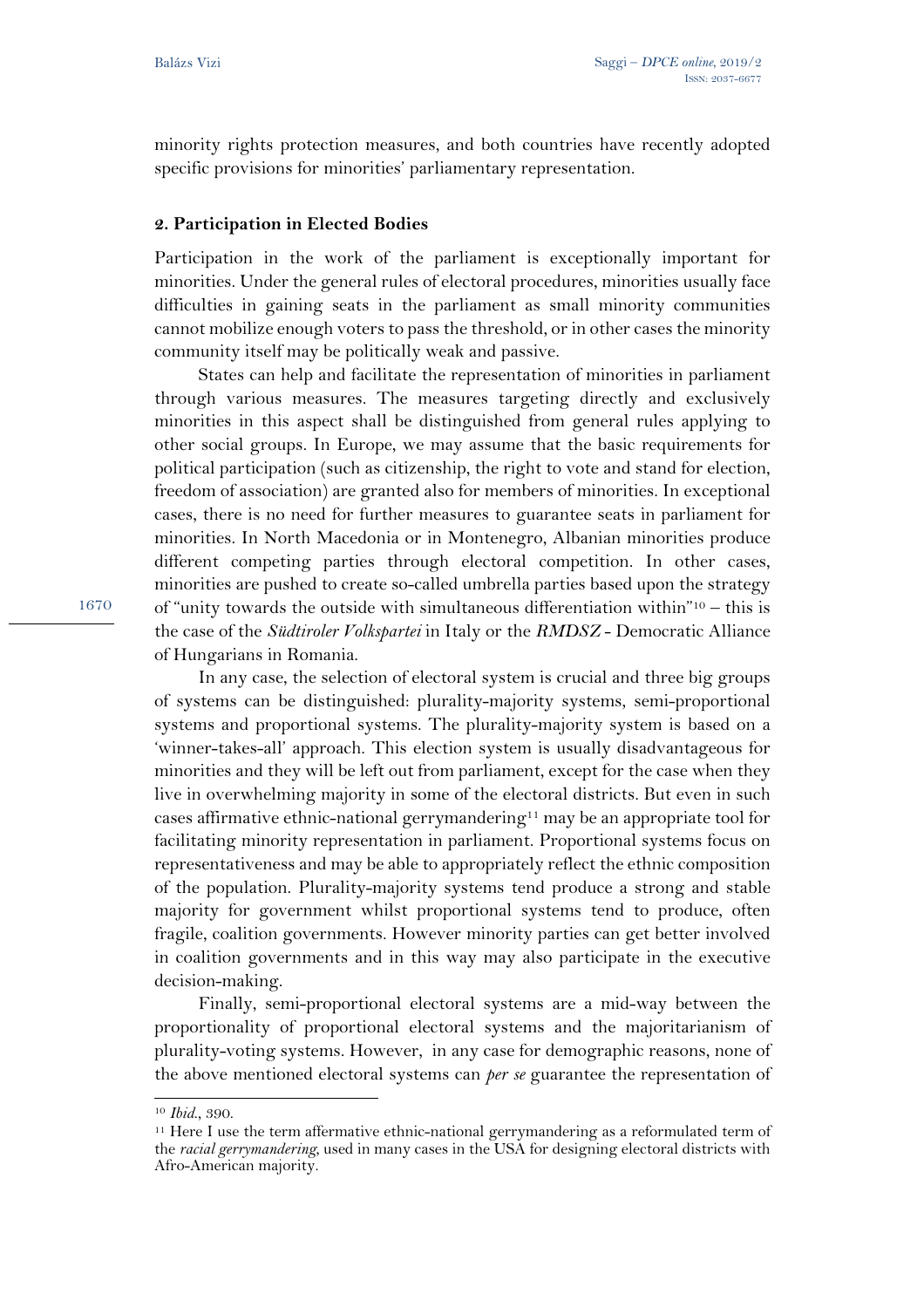minority rights protection measures, and both countries have recently adopted specific provisions for minorities' parliamentary representation.

## 2. Participation in Elected Bodies

Participation in the work of the parliament is exceptionally important for minorities. Under the general rules of electoral procedures, minorities usually face difficulties in gaining seats in the parliament as small minority communities cannot mobilize enough voters to pass the threshold, or in other cases the minority community itself may be politically weak and passive.

States can help and facilitate the representation of minorities in parliament through various measures. The measures targeting directly and exclusively minorities in this aspect shall be distinguished from general rules applying to other social groups. In Europe, we may assume that the basic requirements for political participation (such as citizenship, the right to vote and stand for election, freedom of association) are granted also for members of minorities. In exceptional cases, there is no need for further measures to guarantee seats in parliament for minorities. In North Macedonia or in Montenegro, Albanian minorities produce different competing parties through electoral competition. In other cases, minorities are pushed to create so-called umbrella parties based upon the strategy of "unity towards the outside with simultaneous differentiation within"[10] – this is the case of the *Südtiroler Volkspartei* in Italy or the *RMDSZ* - Democratic Alliance of Hungarians in Romania.

In any case, the selection of electoral system is crucial and three big groups of systems can be distinguished: plurality-majority systems, semi-proportional systems and proportional systems. The plurality-majority system is based on a 'winner-takes-all' approach. This election system is usually disadvantageous for minorities and they will be left out from parliament, except for the case when they live in overwhelming majority in some of the electoral districts. But even in such cases affirmative ethnic-national gerrymandering[11] may be an appropriate tool for facilitating minority representation in parliament. Proportional systems focus on representativeness and may be able to appropriately reflect the ethnic composition of the population. Plurality-majority systems tend produce a strong and stable majority for government whilst proportional systems tend to produce, often fragile, coalition governments. However minority parties can get better involved in coalition governments and in this way may also participate in the executive decision-making.

Finally, semi-proportional electoral systems are a mid-way between the proportionality of proportional electoral systems and the majoritarianism of plurality-voting systems. However, in any case for demographic reasons, none of the above mentioned electoral systems can *per se* guarantee the representation of

---

[10] *Ibid.*, 390.

[11] Here I use the term affermative ethnic-national gerrymandering as a reformulated term of the *racial gerrymandering*, used in many cases in the USA for designing electoral districts with Afro-American majority.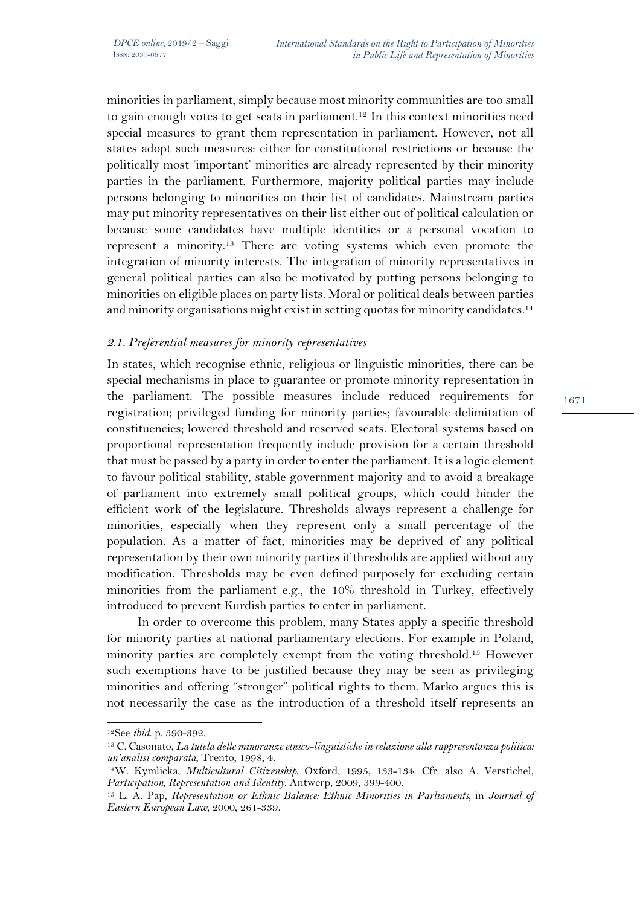minorities in parliament, simply because most minority communities are too small to gain enough votes to get seats in parliament.[12] In this context minorities need special measures to grant them representation in parliament. However, not all states adopt such measures: either for constitutional restrictions or because the politically most 'important' minorities are already represented by their minority parties in the parliament. Furthermore, majority political parties may include persons belonging to minorities on their list of candidates. Mainstream parties may put minority representatives on their list either out of political calculation or because some candidates have multiple identities or a personal vocation to represent a minority.[13] There are voting systems which even promote the integration of minority interests. The integration of minority representatives in general political parties can also be motivated by putting persons belonging to minorities on eligible places on party lists. Moral or political deals between parties and minority organisations might exist in setting quotas for minority candidates.[14]

### 2.1. *Preferential measures for minority representatives*

In states, which recognise ethnic, religious or linguistic minorities, there can be special mechanisms in place to guarantee or promote minority representation in the parliament. The possible measures include reduced requirements for registration; privileged funding for minority parties; favourable delimitation of constituencies; lowered threshold and reserved seats. Electoral systems based on proportional representation frequently include provision for a certain threshold that must be passed by a party in order to enter the parliament. It is a logic element to favour political stability, stable government majority and to avoid a breakage of parliament into extremely small political groups, which could hinder the efficient work of the legislature. Thresholds always represent a challenge for minorities, especially when they represent only a small percentage of the population. As a matter of fact, minorities may be deprived of any political representation by their own minority parties if thresholds are applied without any modification. Thresholds may be even defined purposely for excluding certain minorities from the parliament e.g., the 10% threshold in Turkey, effectively introduced to prevent Kurdish parties to enter in parliament.

In order to overcome this problem, many States apply a specific threshold for minority parties at national parliamentary elections. For example in Poland, minority parties are completely exempt from the voting threshold.[15] However such exemptions have to be justified because they may be seen as privileging minorities and offering "stronger" political rights to them. Marko argues this is not necessarily the case as the introduction of a threshold itself represents an

---

[12] See *ibid.* p. 390-392.

[13] C. Casonato, *La tutela delle minoranze etnico-linguistiche in relazione alla rappresentanza politica: un'analisi comparata*, Trento, 1998, 4.

[14] W. Kymlicka, *Multicultural Citizenship*, Oxford, 1995, 133-134. Cfr. also A. Verstichel, *Participation, Representation and Identity*. Antwerp, 2009, 399-400.

[15] L. A. Pap, *Representation or Ethnic Balance: Ethnic Minorities in Parliaments*, in *Journal of Eastern European Law*, 2000, 261-339.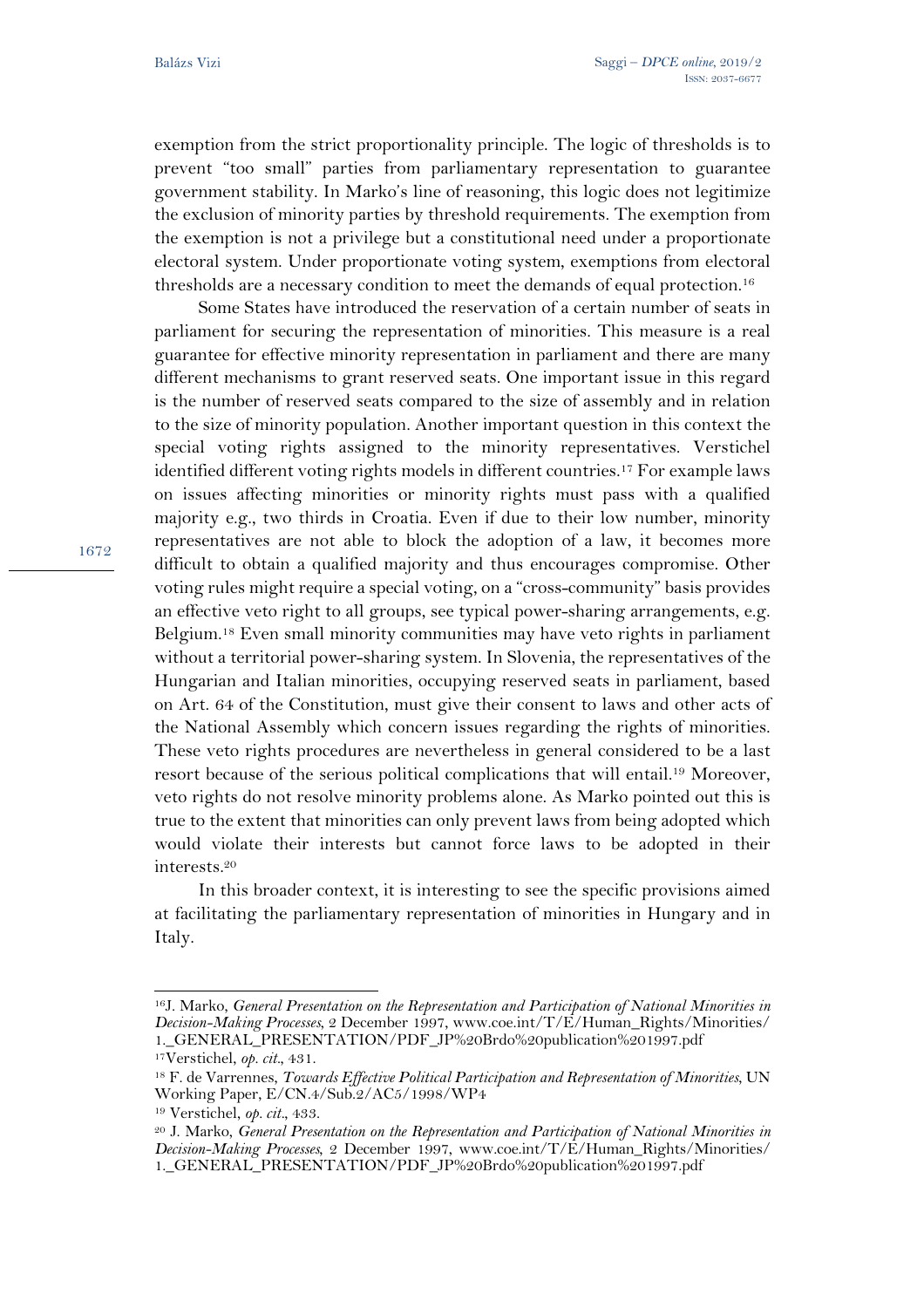exemption from the strict proportionality principle. The logic of thresholds is to prevent "too small" parties from parliamentary representation to guarantee government stability. In Marko's line of reasoning, this logic does not legitimize the exclusion of minority parties by threshold requirements. The exemption from the exemption is not a privilege but a constitutional need under a proportionate electoral system. Under proportionate voting system, exemptions from electoral thresholds are a necessary condition to meet the demands of equal protection.[16]

Some States have introduced the reservation of a certain number of seats in parliament for securing the representation of minorities. This measure is a real guarantee for effective minority representation in parliament and there are many different mechanisms to grant reserved seats. One important issue in this regard is the number of reserved seats compared to the size of assembly and in relation to the size of minority population. Another important question in this context the special voting rights assigned to the minority representatives. Verstichel identified different voting rights models in different countries.[17] For example laws on issues affecting minorities or minority rights must pass with a qualified majority e.g., two thirds in Croatia. Even if due to their low number, minority representatives are not able to block the adoption of a law, it becomes more difficult to obtain a qualified majority and thus encourages compromise. Other voting rules might require a special voting, on a "cross-community" basis provides an effective veto right to all groups, see typical power-sharing arrangements, e.g. Belgium.[18] Even small minority communities may have veto rights in parliament without a territorial power-sharing system. In Slovenia, the representatives of the Hungarian and Italian minorities, occupying reserved seats in parliament, based on Art. 64 of the Constitution, must give their consent to laws and other acts of the National Assembly which concern issues regarding the rights of minorities. These veto rights procedures are nevertheless in general considered to be a last resort because of the serious political complications that will entail.[19] Moreover, veto rights do not resolve minority problems alone. As Marko pointed out this is true to the extent that minorities can only prevent laws from being adopted which would violate their interests but cannot force laws to be adopted in their interests.[20]

In this broader context, it is interesting to see the specific provisions aimed at facilitating the parliamentary representation of minorities in Hungary and in Italy.

---

[16] J. Marko, *General Presentation on the Representation and Participation of National Minorities in Decision-Making Processes*, 2 December 1997, www.coe.int/T/E/Human_Rights/Minorities/1._GENERAL_PRESENTATION/PDF_JP%20Brdo%20publication%201997.pdf

[17] Verstichel, *op. cit.*, 431.

[18] F. de Varrennes, *Towards Effective Political Participation and Representation of Minorities*, UN Working Paper, E/CN.4/Sub.2/AC5/1998/WP4

[19] Verstichel, *op. cit.*, 433.

[20] J. Marko, *General Presentation on the Representation and Participation of National Minorities in Decision-Making Processes*, 2 December 1997, www.coe.int/T/E/Human_Rights/Minorities/1._GENERAL_PRESENTATION/PDF_JP%20Brdo%20publication%201997.pdf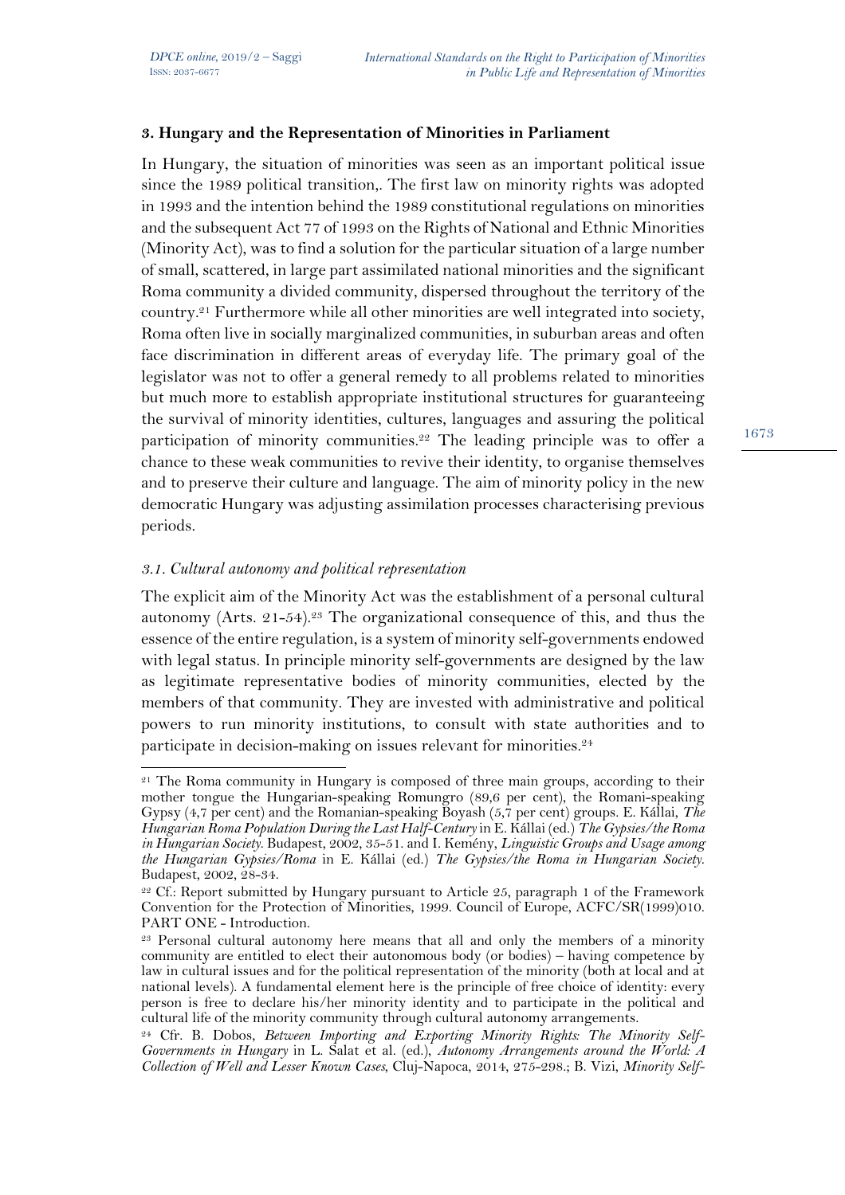## 3. Hungary and the Representation of Minorities in Parliament

In Hungary, the situation of minorities was seen as an important political issue since the 1989 political transition,. The first law on minority rights was adopted in 1993 and the intention behind the 1989 constitutional regulations on minorities and the subsequent Act 77 of 1993 on the Rights of National and Ethnic Minorities (Minority Act), was to find a solution for the particular situation of a large number of small, scattered, in large part assimilated national minorities and the significant Roma community a divided community, dispersed throughout the territory of the country.[21] Furthermore while all other minorities are well integrated into society, Roma often live in socially marginalized communities, in suburban areas and often face discrimination in different areas of everyday life. The primary goal of the legislator was not to offer a general remedy to all problems related to minorities but much more to establish appropriate institutional structures for guaranteeing the survival of minority identities, cultures, languages and assuring the political participation of minority communities.[22] The leading principle was to offer a chance to these weak communities to revive their identity, to organise themselves and to preserve their culture and language. The aim of minority policy in the new democratic Hungary was adjusting assimilation processes characterising previous periods.

### *3.1. Cultural autonomy and political representation*

The explicit aim of the Minority Act was the establishment of a personal cultural autonomy (Arts. 21-54).[23] The organizational consequence of this, and thus the essence of the entire regulation, is a system of minority self-governments endowed with legal status. In principle minority self-governments are designed by the law as legitimate representative bodies of minority communities, elected by the members of that community. They are invested with administrative and political powers to run minority institutions, to consult with state authorities and to participate in decision-making on issues relevant for minorities.[24]

---

[21] The Roma community in Hungary is composed of three main groups, according to their mother tongue the Hungarian-speaking Romungro (89,6 per cent), the Romani-speaking Gypsy (4,7 per cent) and the Romanian-speaking Boyash (5,7 per cent) groups. E. Kállai, *The Hungarian Roma Population During the Last Half-Century* in E. Kállai (ed.) *The Gypsies/the Roma in Hungarian Society.* Budapest, 2002, 35-51. and I. Kemény, *Linguistic Groups and Usage among the Hungarian Gypsies/Roma* in E. Kállai (ed.) *The Gypsies/the Roma in Hungarian Society.* Budapest, 2002, 28-34.

[22] Cf.: Report submitted by Hungary pursuant to Article 25, paragraph 1 of the Framework Convention for the Protection of Minorities, 1999. Council of Europe, ACFC/SR(1999)010. PART ONE - Introduction.

[23] Personal cultural autonomy here means that all and only the members of a minority community are entitled to elect their autonomous body (or bodies) – having competence by law in cultural issues and for the political representation of the minority (both at local and at national levels). A fundamental element here is the principle of free choice of identity: every person is free to declare his/her minority identity and to participate in the political and cultural life of the minority community through cultural autonomy arrangements.

[24] Cfr. B. Dobos, *Between Importing and Exporting Minority Rights: The Minority Self-Governments in Hungary* in L. Salat et al. (ed.), *Autonomy Arrangements around the World: A Collection of Well and Lesser Known Cases*, Cluj-Napoca, 2014, 275-298.; B. Vizi, *Minority Self-*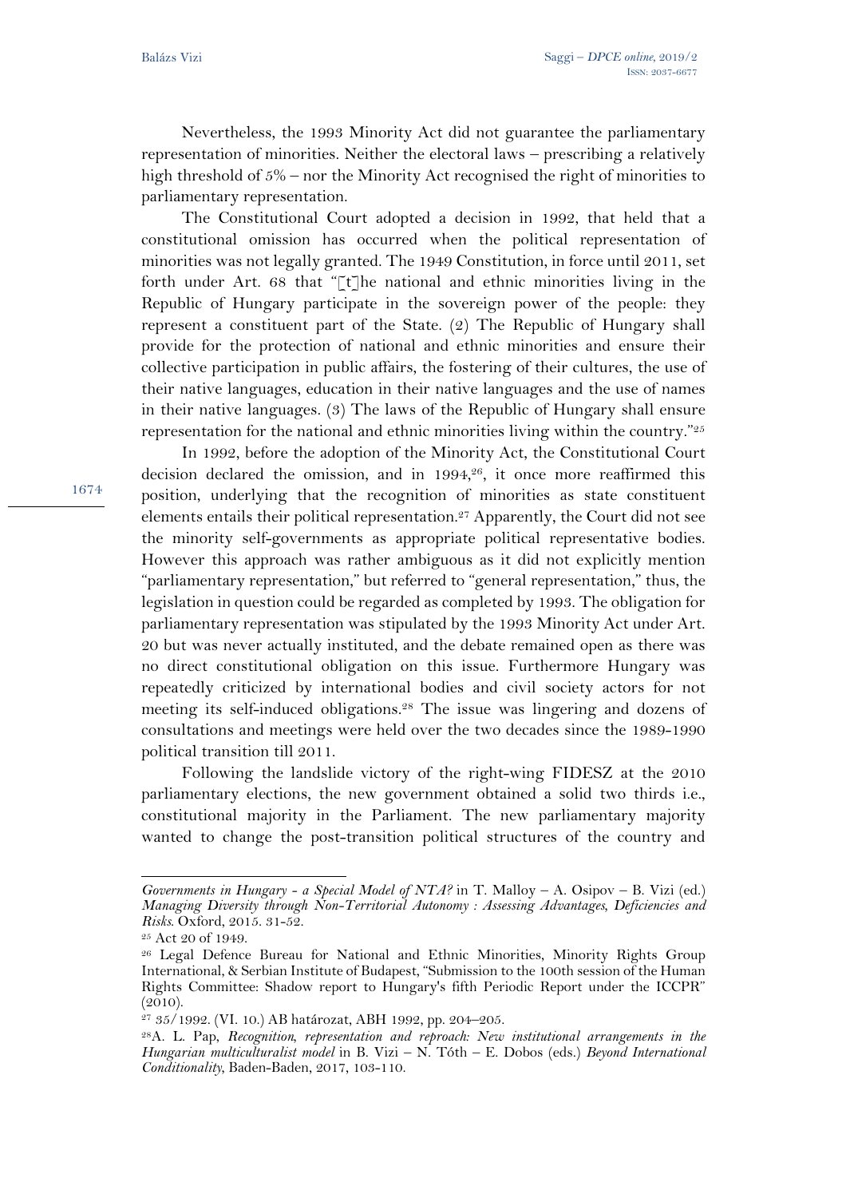Nevertheless, the 1993 Minority Act did not guarantee the parliamentary representation of minorities. Neither the electoral laws – prescribing a relatively high threshold of 5% – nor the Minority Act recognised the right of minorities to parliamentary representation.

The Constitutional Court adopted a decision in 1992, that held that a constitutional omission has occurred when the political representation of minorities was not legally granted. The 1949 Constitution, in force until 2011, set forth under Art. 68 that "[t]he national and ethnic minorities living in the Republic of Hungary participate in the sovereign power of the people: they represent a constituent part of the State. (2) The Republic of Hungary shall provide for the protection of national and ethnic minorities and ensure their collective participation in public affairs, the fostering of their cultures, the use of their native languages, education in their native languages and the use of names in their native languages. (3) The laws of the Republic of Hungary shall ensure representation for the national and ethnic minorities living within the country."[25]

In 1992, before the adoption of the Minority Act, the Constitutional Court decision declared the omission, and in 1994,[26], it once more reaffirmed this position, underlying that the recognition of minorities as state constituent elements entails their political representation.[27] Apparently, the Court did not see the minority self-governments as appropriate political representative bodies. However this approach was rather ambiguous as it did not explicitly mention "parliamentary representation," but referred to "general representation," thus, the legislation in question could be regarded as completed by 1993. The obligation for parliamentary representation was stipulated by the 1993 Minority Act under Art. 20 but was never actually instituted, and the debate remained open as there was no direct constitutional obligation on this issue. Furthermore Hungary was repeatedly criticized by international bodies and civil society actors for not meeting its self-induced obligations.[28] The issue was lingering and dozens of consultations and meetings were held over the two decades since the 1989-1990 political transition till 2011.

Following the landslide victory of the right-wing FIDESZ at the 2010 parliamentary elections, the new government obtained a solid two thirds i.e., constitutional majority in the Parliament. The new parliamentary majority wanted to change the post-transition political structures of the country and

---

*Governments in Hungary - a Special Model of NTA?* in T. Malloy – A. Osipov – B. Vizi (ed.) *Managing Diversity through Non-Territorial Autonomy : Assessing Advantages, Deficiencies and Risks*. Oxford, 2015. 31-52.

[25] Act 20 of 1949.

[26] Legal Defence Bureau for National and Ethnic Minorities, Minority Rights Group International, & Serbian Institute of Budapest, "Submission to the 100th session of the Human Rights Committee: Shadow report to Hungary's fifth Periodic Report under the ICCPR" (2010).

[27] 35/1992. (VI. 10.) AB határozat, ABH 1992, pp. 204–205.

[28] A. L. Pap, *Recognition, representation and reproach: New institutional arrangements in the Hungarian multiculturalist model* in B. Vizi – N. Tóth – E. Dobos (eds.) *Beyond International Conditionality*, Baden-Baden, 2017, 103-110.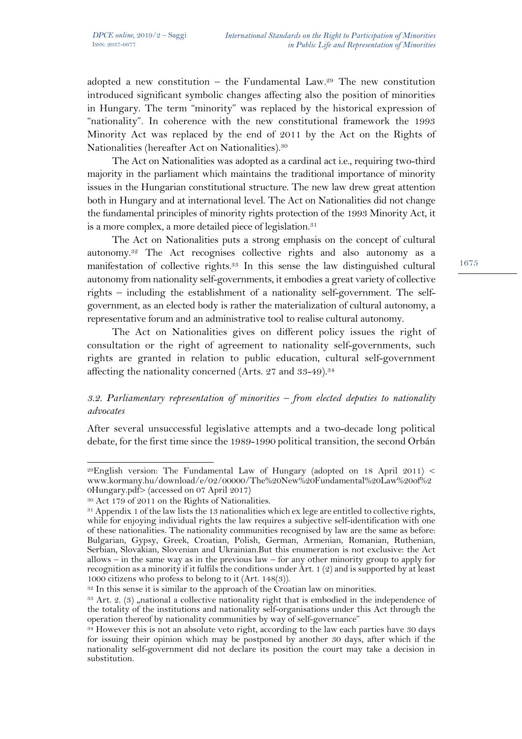adopted a new constitution – the Fundamental Law.[29] The new constitution introduced significant symbolic changes affecting also the position of minorities in Hungary. The term "minority" was replaced by the historical expression of "nationality". In coherence with the new constitutional framework the 1993 Minority Act was replaced by the end of 2011 by the Act on the Rights of Nationalities (hereafter Act on Nationalities).[30]

The Act on Nationalities was adopted as a cardinal act i.e., requiring two-third majority in the parliament which maintains the traditional importance of minority issues in the Hungarian constitutional structure. The new law drew great attention both in Hungary and at international level. The Act on Nationalities did not change the fundamental principles of minority rights protection of the 1993 Minority Act, it is a more complex, a more detailed piece of legislation.[31]

The Act on Nationalities puts a strong emphasis on the concept of cultural autonomy.[32] The Act recognises collective rights and also autonomy as a manifestation of collective rights.[33] In this sense the law distinguished cultural autonomy from nationality self-governments, it embodies a great variety of collective rights – including the establishment of a nationality self-government. The self-government, as an elected body is rather the materialization of cultural autonomy, a representative forum and an administrative tool to realise cultural autonomy.

The Act on Nationalities gives on different policy issues the right of consultation or the right of agreement to nationality self-governments, such rights are granted in relation to public education, cultural self-government affecting the nationality concerned (Arts. 27 and 33-49).[34]

### *3.2. Parliamentary representation of minorities – from elected deputies to nationality advocates*

After several unsuccessful legislative attempts and a two-decade long political debate, for the first time since the 1989-1990 political transition, the second Orbán

---

[29] English version: The Fundamental Law of Hungary (adopted on 18 April 2011) < www.kormany.hu/download/e/02/00000/The%20New%20Fundamental%20Law%20of%20Hungary.pdf> (accessed on 07 April 2017)

[30] Act 179 of 2011 on the Rights of Nationalities.

[31] Appendix 1 of the law lists the 13 nationalities which ex lege are entitled to collective rights, while for enjoying individual rights the law requires a subjective self-identification with one of these nationalities. The nationality communities recognised by law are the same as before: Bulgarian, Gypsy, Greek, Croatian, Polish, German, Armenian, Romanian, Ruthenian, Serbian, Slovakian, Slovenian and Ukrainian.But this enumeration is not exclusive: the Act allows – in the same way as in the previous law – for any other minority group to apply for recognition as a minority if it fulfils the conditions under Art. 1 (2) and is supported by at least 1000 citizens who profess to belong to it (Art. 148(3)).

[32] In this sense it is similar to the approach of the Croatian law on minorities.

[33] Art. 2. (3) „national a collective nationality right that is embodied in the independence of the totality of the institutions and nationality self-organisations under this Act through the operation thereof by nationality communities by way of self-governance"

[34] However this is not an absolute veto right, according to the law each parties have 30 days for issuing their opinion which may be postponed by another 30 days, after which if the nationality self-government did not declare its position the court may take a decision in substitution.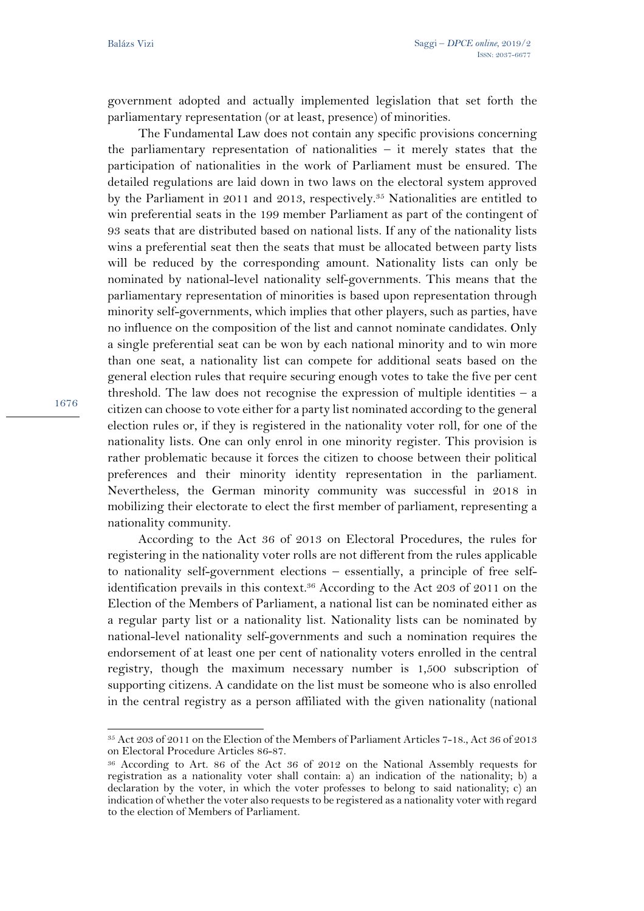government adopted and actually implemented legislation that set forth the parliamentary representation (or at least, presence) of minorities.

The Fundamental Law does not contain any specific provisions concerning the parliamentary representation of nationalities – it merely states that the participation of nationalities in the work of Parliament must be ensured. The detailed regulations are laid down in two laws on the electoral system approved by the Parliament in 2011 and 2013, respectively.[35] Nationalities are entitled to win preferential seats in the 199 member Parliament as part of the contingent of 93 seats that are distributed based on national lists. If any of the nationality lists wins a preferential seat then the seats that must be allocated between party lists will be reduced by the corresponding amount. Nationality lists can only be nominated by national-level nationality self-governments. This means that the parliamentary representation of minorities is based upon representation through minority self-governments, which implies that other players, such as parties, have no influence on the composition of the list and cannot nominate candidates. Only a single preferential seat can be won by each national minority and to win more than one seat, a nationality list can compete for additional seats based on the general election rules that require securing enough votes to take the five per cent threshold. The law does not recognise the expression of multiple identities – a citizen can choose to vote either for a party list nominated according to the general election rules or, if they is registered in the nationality voter roll, for one of the nationality lists. One can only enrol in one minority register. This provision is rather problematic because it forces the citizen to choose between their political preferences and their minority identity representation in the parliament. Nevertheless, the German minority community was successful in 2018 in mobilizing their electorate to elect the first member of parliament, representing a nationality community.

According to the Act 36 of 2013 on Electoral Procedures, the rules for registering in the nationality voter rolls are not different from the rules applicable to nationality self-government elections – essentially, a principle of free self-identification prevails in this context.[36] According to the Act 203 of 2011 on the Election of the Members of Parliament, a national list can be nominated either as a regular party list or a nationality list. Nationality lists can be nominated by national-level nationality self-governments and such a nomination requires the endorsement of at least one per cent of nationality voters enrolled in the central registry, though the maximum necessary number is 1,500 subscription of supporting citizens. A candidate on the list must be someone who is also enrolled in the central registry as a person affiliated with the given nationality (national

---

[35] Act 203 of 2011 on the Election of the Members of Parliament Articles 7-18., Act 36 of 2013 on Electoral Procedure Articles 86-87.

[36] According to Art. 86 of the Act 36 of 2012 on the National Assembly requests for registration as a nationality voter shall contain: a) an indication of the nationality; b) a declaration by the voter, in which the voter professes to belong to said nationality; c) an indication of whether the voter also requests to be registered as a nationality voter with regard to the election of Members of Parliament.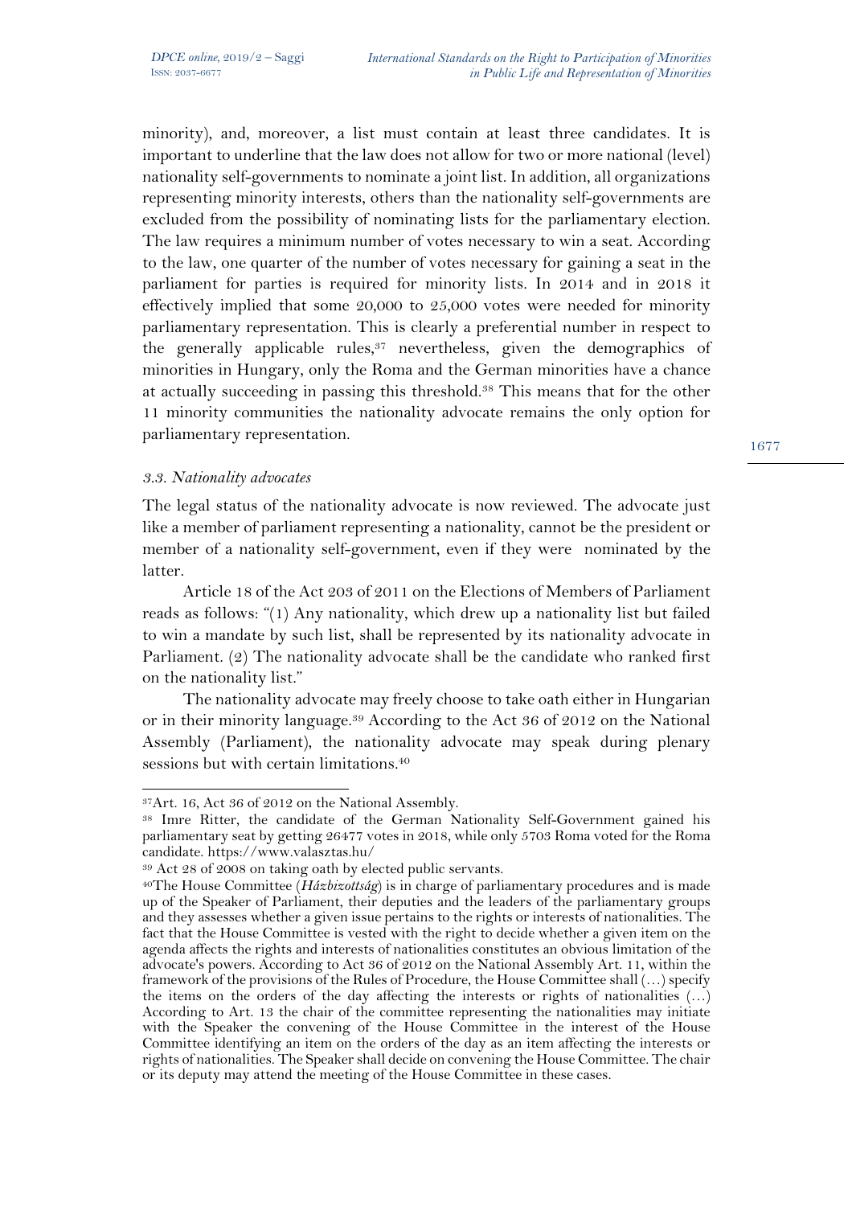minority), and, moreover, a list must contain at least three candidates. It is important to underline that the law does not allow for two or more national (level) nationality self-governments to nominate a joint list. In addition, all organizations representing minority interests, others than the nationality self-governments are excluded from the possibility of nominating lists for the parliamentary election. The law requires a minimum number of votes necessary to win a seat. According to the law, one quarter of the number of votes necessary for gaining a seat in the parliament for parties is required for minority lists. In 2014 and in 2018 it effectively implied that some 20,000 to 25,000 votes were needed for minority parliamentary representation. This is clearly a preferential number in respect to the generally applicable rules,[37] nevertheless, given the demographics of minorities in Hungary, only the Roma and the German minorities have a chance at actually succeeding in passing this threshold.[38] This means that for the other 11 minority communities the nationality advocate remains the only option for parliamentary representation.

### *3.3. Nationality advocates*

The legal status of the nationality advocate is now reviewed. The advocate just like a member of parliament representing a nationality, cannot be the president or member of a nationality self-government, even if they were nominated by the latter.

Article 18 of the Act 203 of 2011 on the Elections of Members of Parliament reads as follows: "(1) Any nationality, which drew up a nationality list but failed to win a mandate by such list, shall be represented by its nationality advocate in Parliament. (2) The nationality advocate shall be the candidate who ranked first on the nationality list."

The nationality advocate may freely choose to take oath either in Hungarian or in their minority language.[39] According to the Act 36 of 2012 on the National Assembly (Parliament), the nationality advocate may speak during plenary sessions but with certain limitations.[40]

---

[37] Art. 16, Act 36 of 2012 on the National Assembly.

[38] Imre Ritter, the candidate of the German Nationality Self-Government gained his parliamentary seat by getting 26477 votes in 2018, while only 5703 Roma voted for the Roma candidate. https://www.valasztas.hu/

[39] Act 28 of 2008 on taking oath by elected public servants.

[40] The House Committee (*Házbizottság*) is in charge of parliamentary procedures and is made up of the Speaker of Parliament, their deputies and the leaders of the parliamentary groups and they assesses whether a given issue pertains to the rights or interests of nationalities. The fact that the House Committee is vested with the right to decide whether a given item on the agenda affects the rights and interests of nationalities constitutes an obvious limitation of the advocate's powers. According to Act 36 of 2012 on the National Assembly Art. 11, within the framework of the provisions of the Rules of Procedure, the House Committee shall (…) specify the items on the orders of the day affecting the interests or rights of nationalities (…) According to Art. 13 the chair of the committee representing the nationalities may initiate with the Speaker the convening of the House Committee in the interest of the House Committee identifying an item on the orders of the day as an item affecting the interests or rights of nationalities. The Speaker shall decide on convening the House Committee. The chair or its deputy may attend the meeting of the House Committee in these cases.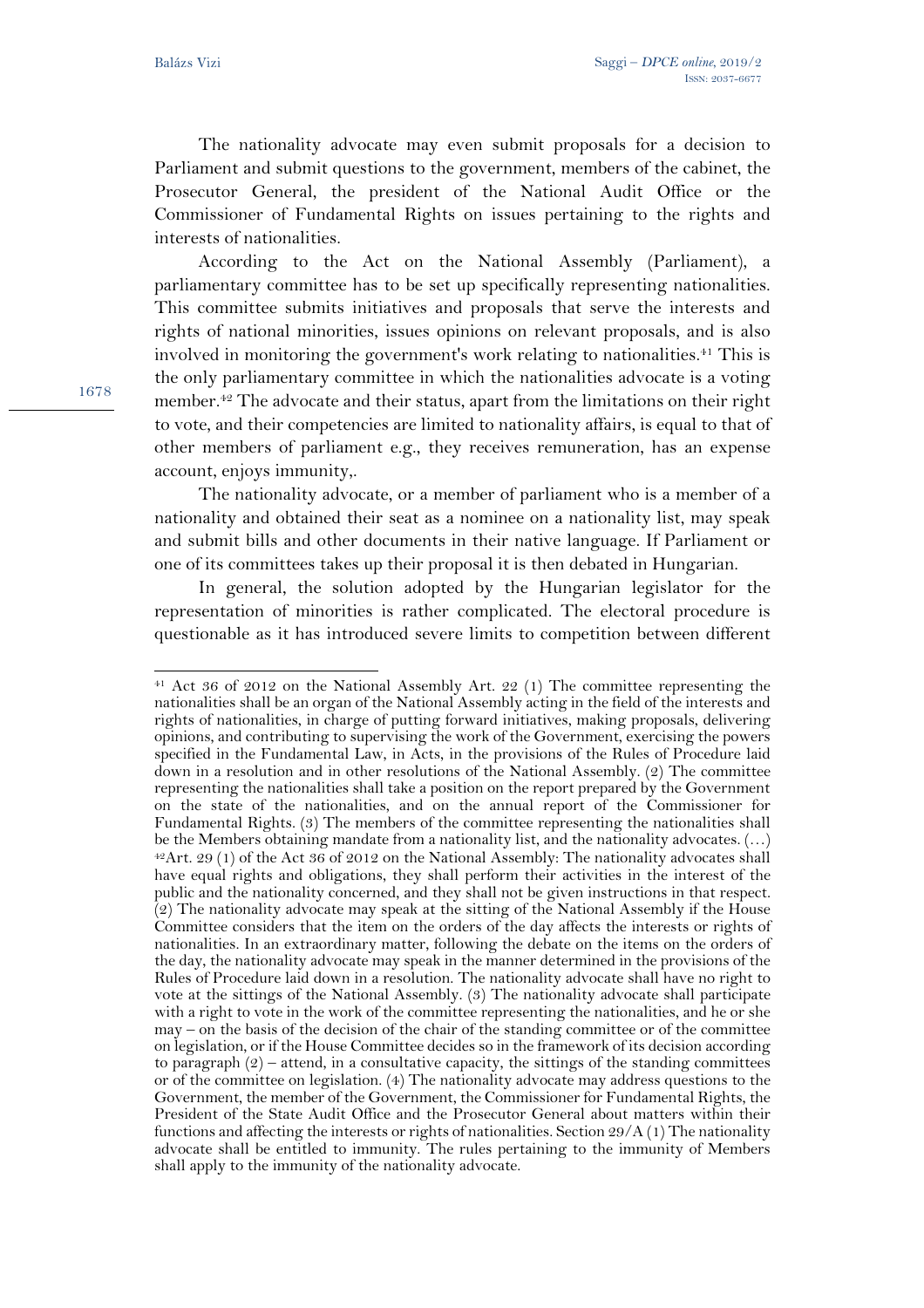The nationality advocate may even submit proposals for a decision to Parliament and submit questions to the government, members of the cabinet, the Prosecutor General, the president of the National Audit Office or the Commissioner of Fundamental Rights on issues pertaining to the rights and interests of nationalities.

According to the Act on the National Assembly (Parliament), a parliamentary committee has to be set up specifically representing nationalities. This committee submits initiatives and proposals that serve the interests and rights of national minorities, issues opinions on relevant proposals, and is also involved in monitoring the government's work relating to nationalities.[41] This is the only parliamentary committee in which the nationalities advocate is a voting member.[42] The advocate and their status, apart from the limitations on their right to vote, and their competencies are limited to nationality affairs, is equal to that of other members of parliament e.g., they receives remuneration, has an expense account, enjoys immunity,.

The nationality advocate, or a member of parliament who is a member of a nationality and obtained their seat as a nominee on a nationality list, may speak and submit bills and other documents in their native language. If Parliament or one of its committees takes up their proposal it is then debated in Hungarian.

In general, the solution adopted by the Hungarian legislator for the representation of minorities is rather complicated. The electoral procedure is questionable as it has introduced severe limits to competition between different

---

[41] Act 36 of 2012 on the National Assembly Art. 22 (1) The committee representing the nationalities shall be an organ of the National Assembly acting in the field of the interests and rights of nationalities, in charge of putting forward initiatives, making proposals, delivering opinions, and contributing to supervising the work of the Government, exercising the powers specified in the Fundamental Law, in Acts, in the provisions of the Rules of Procedure laid down in a resolution and in other resolutions of the National Assembly. (2) The committee representing the nationalities shall take a position on the report prepared by the Government on the state of the nationalities, and on the annual report of the Commissioner for Fundamental Rights. (3) The members of the committee representing the nationalities shall be the Members obtaining mandate from a nationality list, and the nationality advocates. (…)

[42] Art. 29 (1) of the Act 36 of 2012 on the National Assembly: The nationality advocates shall have equal rights and obligations, they shall perform their activities in the interest of the public and the nationality concerned, and they shall not be given instructions in that respect. (2) The nationality advocate may speak at the sitting of the National Assembly if the House Committee considers that the item on the orders of the day affects the interests or rights of nationalities. In an extraordinary matter, following the debate on the items on the orders of the day, the nationality advocate may speak in the manner determined in the provisions of the Rules of Procedure laid down in a resolution. The nationality advocate shall have no right to vote at the sittings of the National Assembly. (3) The nationality advocate shall participate with a right to vote in the work of the committee representing the nationalities, and he or she may – on the basis of the decision of the chair of the standing committee or of the committee on legislation, or if the House Committee decides so in the framework of its decision according to paragraph (2) – attend, in a consultative capacity, the sittings of the standing committees or of the committee on legislation. (4) The nationality advocate may address questions to the Government, the member of the Government, the Commissioner for Fundamental Rights, the President of the State Audit Office and the Prosecutor General about matters within their functions and affecting the interests or rights of nationalities. Section 29/A (1) The nationality advocate shall be entitled to immunity. The rules pertaining to the immunity of Members shall apply to the immunity of the nationality advocate.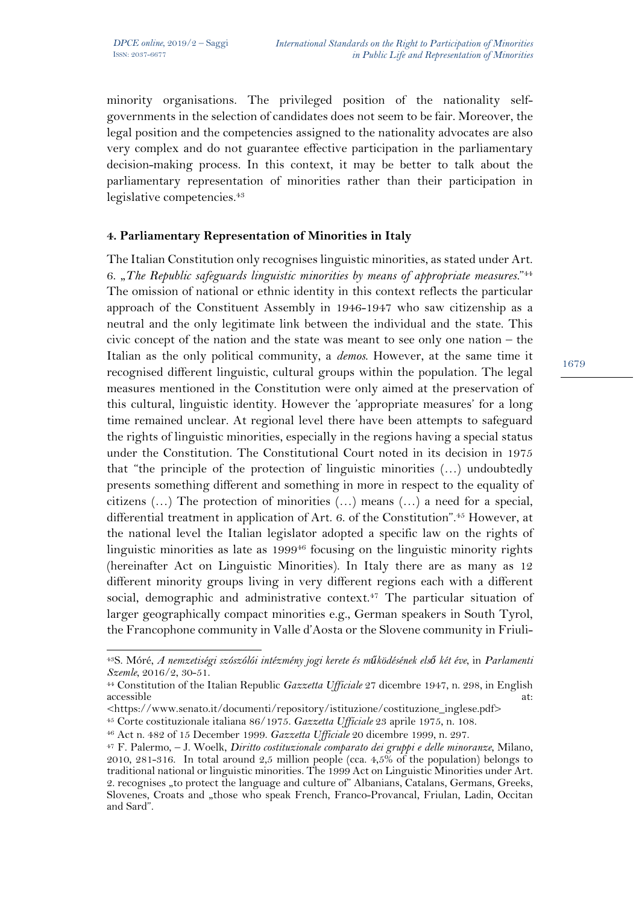minority organisations. The privileged position of the nationality self-governments in the selection of candidates does not seem to be fair. Moreover, the legal position and the competencies assigned to the nationality advocates are also very complex and do not guarantee effective participation in the parliamentary decision-making process. In this context, it may be better to talk about the parliamentary representation of minorities rather than their participation in legislative competencies.[43]

## 4. Parliamentary Representation of Minorities in Italy

The Italian Constitution only recognises linguistic minorities, as stated under Art. 6. „*The Republic safeguards linguistic minorities by means of appropriate measures.*"[44] The omission of national or ethnic identity in this context reflects the particular approach of the Constituent Assembly in 1946-1947 who saw citizenship as a neutral and the only legitimate link between the individual and the state. This civic concept of the nation and the state was meant to see only one nation – the Italian as the only political community, a *demos*. However, at the same time it recognised different linguistic, cultural groups within the population. The legal measures mentioned in the Constitution were only aimed at the preservation of this cultural, linguistic identity. However the 'appropriate measures' for a long time remained unclear. At regional level there have been attempts to safeguard the rights of linguistic minorities, especially in the regions having a special status under the Constitution. The Constitutional Court noted in its decision in 1975 that "the principle of the protection of linguistic minorities (…) undoubtedly presents something different and something in more in respect to the equality of citizens (…) The protection of minorities (…) means (…) a need for a special, differential treatment in application of Art. 6. of the Constitution".[45] However, at the national level the Italian legislator adopted a specific law on the rights of linguistic minorities as late as 1999[46] focusing on the linguistic minority rights (hereinafter Act on Linguistic Minorities). In Italy there are as many as 12 different minority groups living in very different regions each with a different social, demographic and administrative context.[47] The particular situation of larger geographically compact minorities e.g., German speakers in South Tyrol, the Francophone community in Valle d'Aosta or the Slovene community in Friuli-

---

[43] S. Móré, *A nemzetiségi szószólói intézmény jogi kerete és működésének első két éve*, in *Parlamenti Szemle*, 2016/2, 30-51.

[44] Constitution of the Italian Republic *Gazzetta Ufficiale* 27 dicembre 1947, n. 298, in English accessible at: <https://www.senato.it/documenti/repository/istituzione/costituzione_inglese.pdf>

[45] Corte costituzionale italiana 86/1975. *Gazzetta Ufficiale* 23 aprile 1975, n. 108.

[46] Act n. 482 of 15 December 1999. *Gazzetta Ufficiale* 20 dicembre 1999, n. 297.

[47] F. Palermo, – J. Woelk, *Diritto costituzionale comparato dei gruppi e delle minoranze*, Milano, 2010, 281-316. In total around 2,5 million people (cca. 4,5% of the population) belongs to traditional national or linguistic minorities. The 1999 Act on Linguistic Minorities under Art. 2. recognises „to protect the language and culture of" Albanians, Catalans, Germans, Greeks, Slovenes, Croats and „those who speak French, Franco-Provancal, Friulan, Ladin, Occitan and Sard".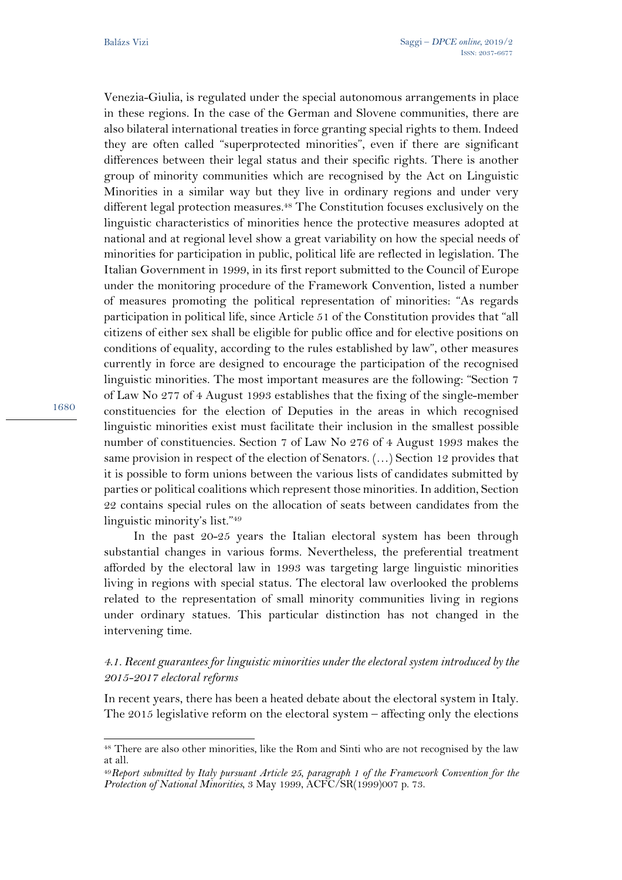Venezia-Giulia, is regulated under the special autonomous arrangements in place in these regions. In the case of the German and Slovene communities, there are also bilateral international treaties in force granting special rights to them. Indeed they are often called "superprotected minorities", even if there are significant differences between their legal status and their specific rights. There is another group of minority communities which are recognised by the Act on Linguistic Minorities in a similar way but they live in ordinary regions and under very different legal protection measures.[48] The Constitution focuses exclusively on the linguistic characteristics of minorities hence the protective measures adopted at national and at regional level show a great variability on how the special needs of minorities for participation in public, political life are reflected in legislation. The Italian Government in 1999, in its first report submitted to the Council of Europe under the monitoring procedure of the Framework Convention, listed a number of measures promoting the political representation of minorities: "As regards participation in political life, since Article 51 of the Constitution provides that "all citizens of either sex shall be eligible for public office and for elective positions on conditions of equality, according to the rules established by law", other measures currently in force are designed to encourage the participation of the recognised linguistic minorities. The most important measures are the following: "Section 7 of Law No 277 of 4 August 1993 establishes that the fixing of the single-member constituencies for the election of Deputies in the areas in which recognised linguistic minorities exist must facilitate their inclusion in the smallest possible number of constituencies. Section 7 of Law No 276 of 4 August 1993 makes the same provision in respect of the election of Senators. (…) Section 12 provides that it is possible to form unions between the various lists of candidates submitted by parties or political coalitions which represent those minorities. In addition, Section 22 contains special rules on the allocation of seats between candidates from the linguistic minority's list."[49]

In the past 20-25 years the Italian electoral system has been through substantial changes in various forms. Nevertheless, the preferential treatment afforded by the electoral law in 1993 was targeting large linguistic minorities living in regions with special status. The electoral law overlooked the problems related to the representation of small minority communities living in regions under ordinary statues. This particular distinction has not changed in the intervening time.

### *4.1. Recent guarantees for linguistic minorities under the electoral system introduced by the 2015-2017 electoral reforms*

In recent years, there has been a heated debate about the electoral system in Italy. The 2015 legislative reform on the electoral system – affecting only the elections

---

[48] There are also other minorities, like the Rom and Sinti who are not recognised by the law at all.

[49] *Report submitted by Italy pursuant Article 25, paragraph 1 of the Framework Convention for the Protection of National Minorities*, 3 May 1999, ACFC/SR(1999)007 p. 73.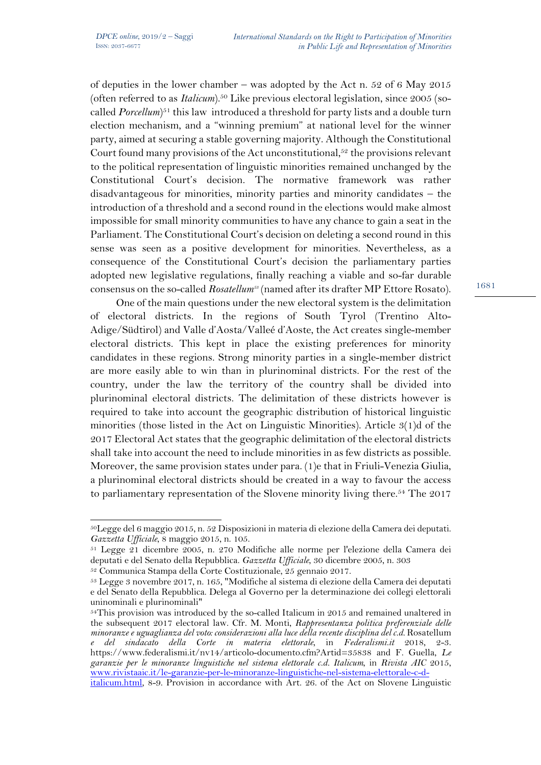of deputies in the lower chamber – was adopted by the Act n. 52 of 6 May 2015 (often referred to as *Italicum*).[50] Like previous electoral legislation, since 2005 (so-called *Porcellum*)[51] this law introduced a threshold for party lists and a double turn election mechanism, and a "winning premium" at national level for the winner party, aimed at securing a stable governing majority. Although the Constitutional Court found many provisions of the Act unconstitutional,[52] the provisions relevant to the political representation of linguistic minorities remained unchanged by the Constitutional Court's decision. The normative framework was rather disadvantageous for minorities, minority parties and minority candidates – the introduction of a threshold and a second round in the elections would make almost impossible for small minority communities to have any chance to gain a seat in the Parliament. The Constitutional Court's decision on deleting a second round in this sense was seen as a positive development for minorities. Nevertheless, as a consequence of the Constitutional Court's decision the parliamentary parties adopted new legislative regulations, finally reaching a viable and so-far durable consensus on the so-called *Rosatellum*[53] (named after its drafter MP Ettore Rosato).

One of the main questions under the new electoral system is the delimitation of electoral districts. In the regions of South Tyrol (Trentino Alto-Adige/Südtirol) and Valle d'Aosta/Valleé d'Aoste, the Act creates single-member electoral districts. This kept in place the existing preferences for minority candidates in these regions. Strong minority parties in a single-member district are more easily able to win than in plurinominal districts. For the rest of the country, under the law the territory of the country shall be divided into plurinominal electoral districts. The delimitation of these districts however is required to take into account the geographic distribution of historical linguistic minorities (those listed in the Act on Linguistic Minorities). Article 3(1)d of the 2017 Electoral Act states that the geographic delimitation of the electoral districts shall take into account the need to include minorities in as few districts as possible. Moreover, the same provision states under para. (1)e that in Friuli-Venezia Giulia, a plurinominal electoral districts should be created in a way to favour the access to parliamentary representation of the Slovene minority living there.[54] The 2017

---

[50] Legge del 6 maggio 2015, n. 52 Disposizioni in materia di elezione della Camera dei deputati. *Gazzetta Ufficiale*, 8 maggio 2015, n. 105.

[51] Legge 21 dicembre 2005, n. 270 Modifiche alle norme per l'elezione della Camera dei deputati e del Senato della Repubblica. *Gazzetta Ufficiale*, 30 dicembre 2005, n. 303

[52] Communica Stampa della Corte Costituzionale, 25 gennaio 2017.

[53] Legge 3 novembre 2017, n. 165, "Modifiche al sistema di elezione della Camera dei deputati e del Senato della Repubblica. Delega al Governo per la determinazione dei collegi elettorali uninominali e plurinominali"

[54] This provision was introduced by the so-called Italicum in 2015 and remained unaltered in the subsequent 2017 electoral law. Cfr. M. Monti, *Rappresentanza politica preferenziale delle minoranze e uguaglianza del voto: considerazioni alla luce della recente disciplina del c.d.* Rosatellum *e del sindacato della Corte in materia elettorale*, in *Federalismi.it* 2018, 2-3. https://www.federalismi.it/nv14/articolo-documento.cfm?Artid=35838 and F. Guella, *Le garanzie per le minoranze linguistiche nel sistema elettorale c.d. Italicum*, in *Rivista AIC* 2015, www.rivistaaic.it/le-garanzie-per-le-minoranze-linguistiche-nel-sistema-elettorale-c-d-italicum.html, 8-9. Provision in accordance with Art. 26. of the Act on Slovene Linguistic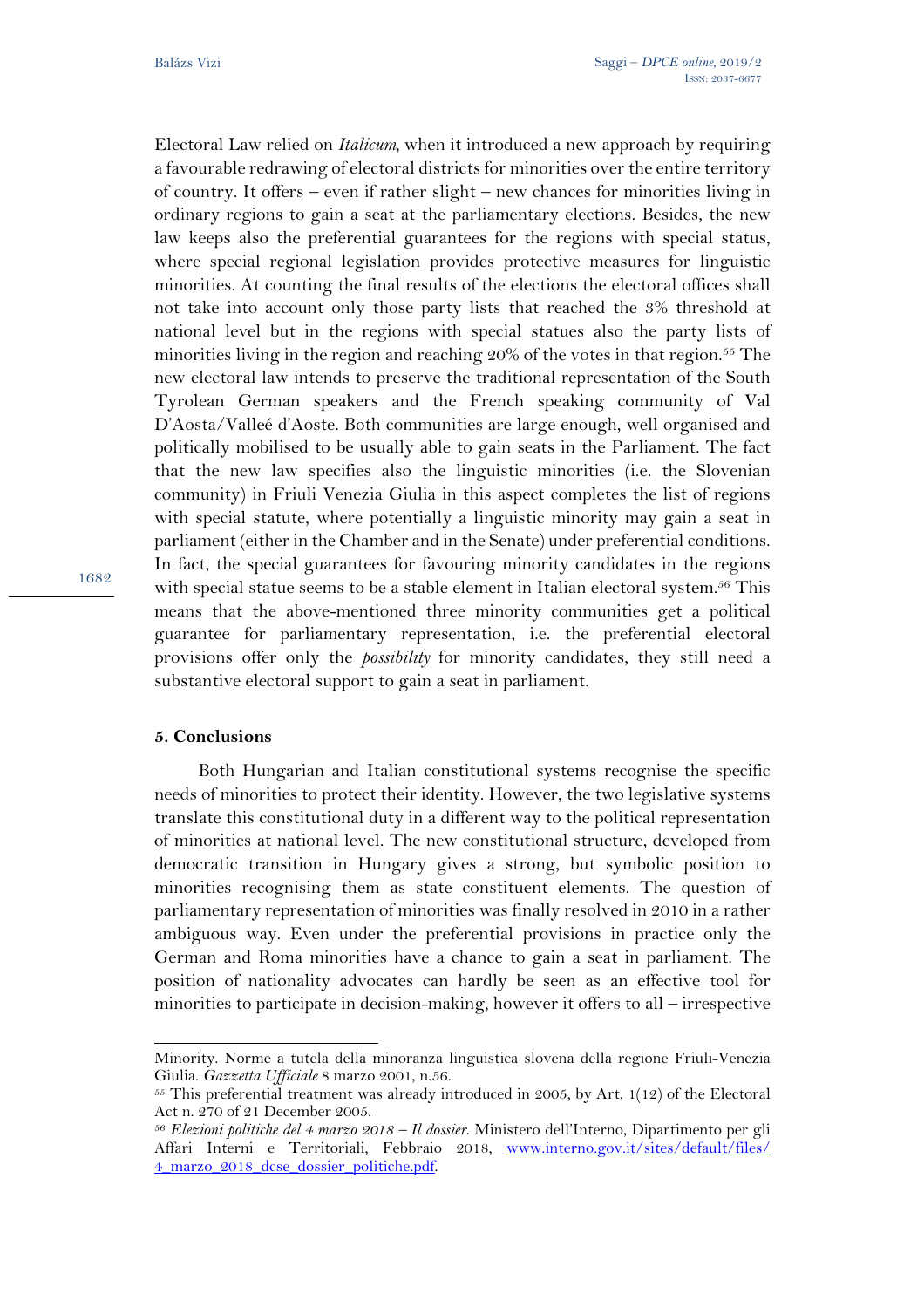Electoral Law relied on *Italicum*, when it introduced a new approach by requiring a favourable redrawing of electoral districts for minorities over the entire territory of country. It offers – even if rather slight – new chances for minorities living in ordinary regions to gain a seat at the parliamentary elections. Besides, the new law keeps also the preferential guarantees for the regions with special status, where special regional legislation provides protective measures for linguistic minorities. At counting the final results of the elections the electoral offices shall not take into account only those party lists that reached the 3% threshold at national level but in the regions with special statues also the party lists of minorities living in the region and reaching 20% of the votes in that region.[55] The new electoral law intends to preserve the traditional representation of the South Tyrolean German speakers and the French speaking community of Val D'Aosta/Valleé d'Aoste. Both communities are large enough, well organised and politically mobilised to be usually able to gain seats in the Parliament. The fact that the new law specifies also the linguistic minorities (i.e. the Slovenian community) in Friuli Venezia Giulia in this aspect completes the list of regions with special statute, where potentially a linguistic minority may gain a seat in parliament (either in the Chamber and in the Senate) under preferential conditions. In fact, the special guarantees for favouring minority candidates in the regions with special statue seems to be a stable element in Italian electoral system.[56] This means that the above-mentioned three minority communities get a political guarantee for parliamentary representation, i.e. the preferential electoral provisions offer only the *possibility* for minority candidates, they still need a substantive electoral support to gain a seat in parliament.

## 5. Conclusions

Both Hungarian and Italian constitutional systems recognise the specific needs of minorities to protect their identity. However, the two legislative systems translate this constitutional duty in a different way to the political representation of minorities at national level. The new constitutional structure, developed from democratic transition in Hungary gives a strong, but symbolic position to minorities recognising them as state constituent elements. The question of parliamentary representation of minorities was finally resolved in 2010 in a rather ambiguous way. Even under the preferential provisions in practice only the German and Roma minorities have a chance to gain a seat in parliament. The position of nationality advocates can hardly be seen as an effective tool for minorities to participate in decision-making, however it offers to all – irrespective

---

Minority. Norme a tutela della minoranza linguistica slovena della regione Friuli-Venezia Giulia. *Gazzetta Ufficiale* 8 marzo 2001, n.56.

[55] This preferential treatment was already introduced in 2005, by Art. 1(12) of the Electoral Act n. 270 of 21 December 2005.

[56] *Elezioni politiche del 4 marzo 2018 – Il dossier.* Ministero dell'Interno, Dipartimento per gli Affari Interni e Territoriali, Febbraio 2018, www.interno.gov.it/sites/default/files/4_marzo_2018_dcse_dossier_politiche.pdf.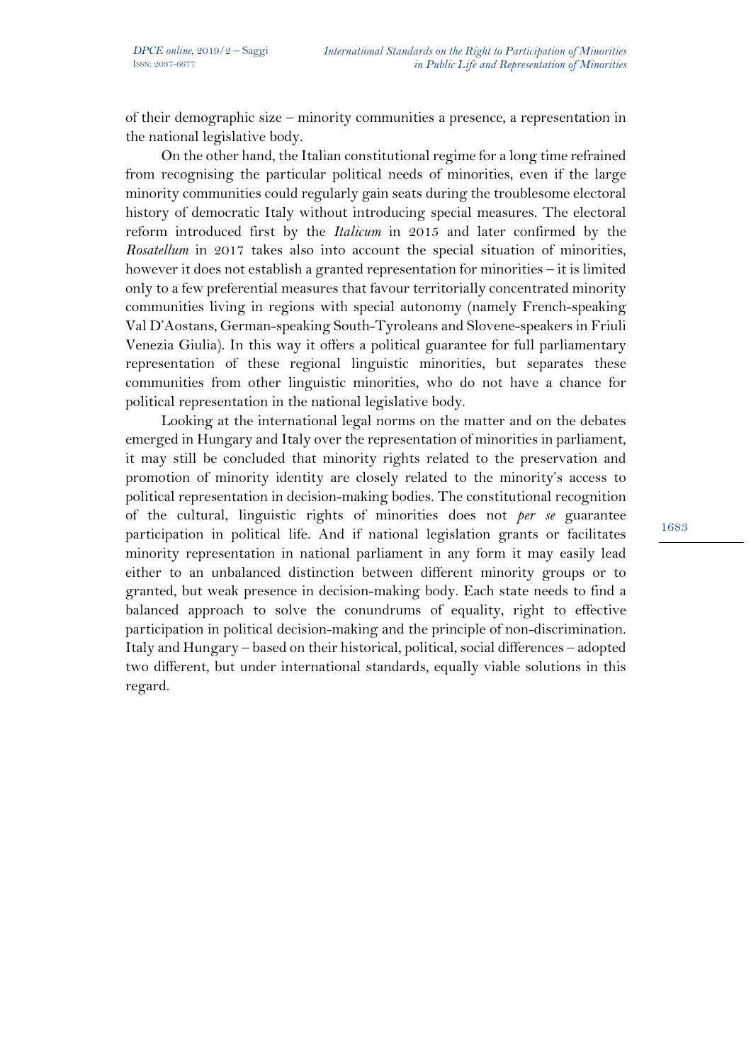of their demographic size – minority communities a presence, a representation in the national legislative body.

On the other hand, the Italian constitutional regime for a long time refrained from recognising the particular political needs of minorities, even if the large minority communities could regularly gain seats during the troublesome electoral history of democratic Italy without introducing special measures. The electoral reform introduced first by the *Italicum* in 2015 and later confirmed by the *Rosatellum* in 2017 takes also into account the special situation of minorities, however it does not establish a granted representation for minorities – it is limited only to a few preferential measures that favour territorially concentrated minority communities living in regions with special autonomy (namely French-speaking Val D'Aostans, German-speaking South-Tyroleans and Slovene-speakers in Friuli Venezia Giulia). In this way it offers a political guarantee for full parliamentary representation of these regional linguistic minorities, but separates these communities from other linguistic minorities, who do not have a chance for political representation in the national legislative body.

Looking at the international legal norms on the matter and on the debates emerged in Hungary and Italy over the representation of minorities in parliament, it may still be concluded that minority rights related to the preservation and promotion of minority identity are closely related to the minority's access to political representation in decision-making bodies. The constitutional recognition of the cultural, linguistic rights of minorities does not *per se* guarantee participation in political life. And if national legislation grants or facilitates minority representation in national parliament in any form it may easily lead either to an unbalanced distinction between different minority groups or to granted, but weak presence in decision-making body. Each state needs to find a balanced approach to solve the conundrums of equality, right to effective participation in political decision-making and the principle of non-discrimination. Italy and Hungary – based on their historical, political, social differences – adopted two different, but under international standards, equally viable solutions in this regard.